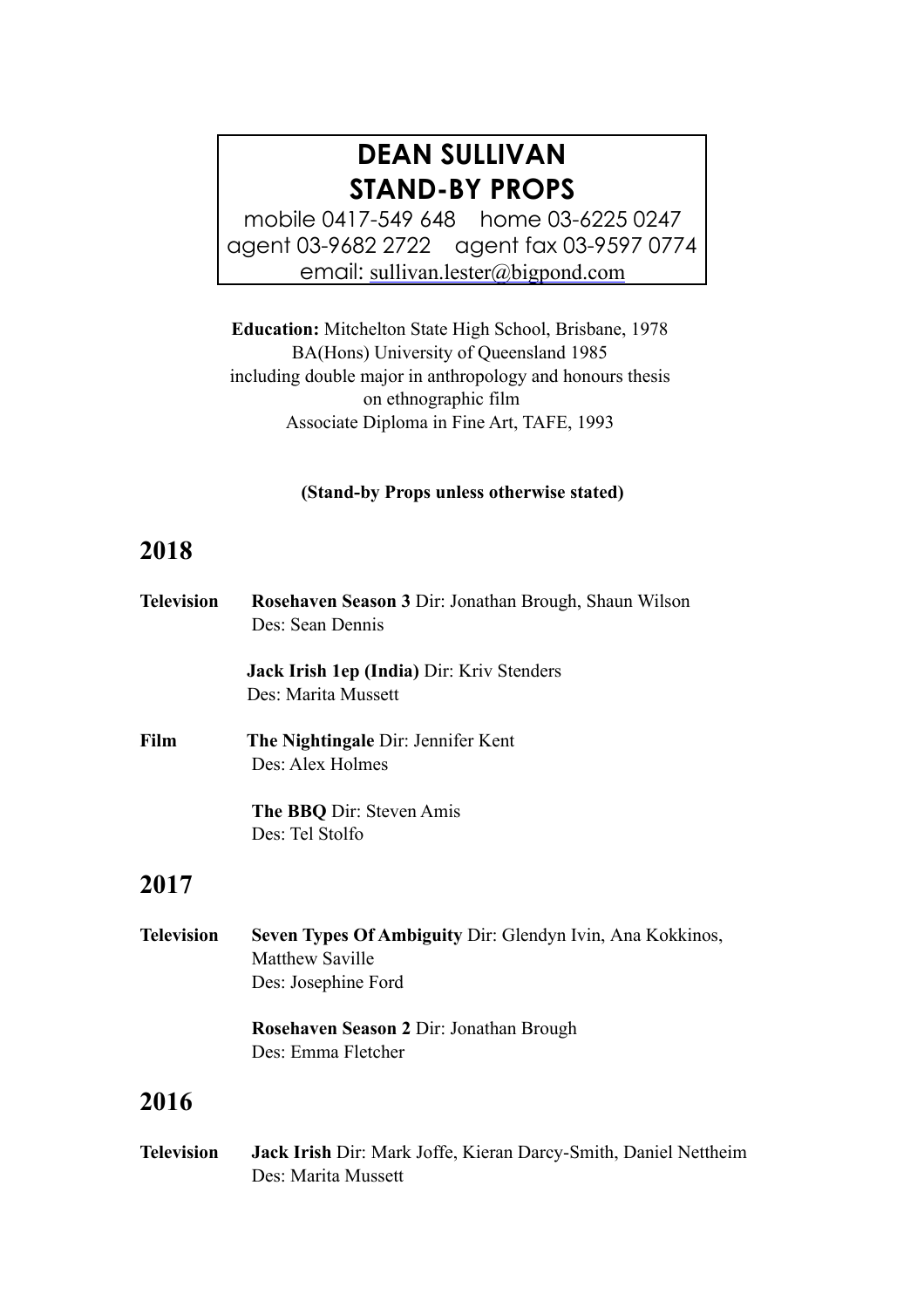# DEAN SULLIVAN
## STAND-BY PROPS

mobile 0417-549 648 home 03-6225 0247
agent 03-9682 2722 agent fax 03-9597 0774
email: sullivan.lester@bigpond.com

**Education:** Mitchelton State High School, Brisbane, 1978
BA(Hons) University of Queensland 1985
including double major in anthropology and honours thesis
on ethnographic film
Associate Diploma in Fine Art, TAFE, 1993

**(Stand-by Props unless otherwise stated)**

## 2018

**Television**

**Rosehaven Season 3** Dir: Jonathan Brough, Shaun Wilson
Des: Sean Dennis

**Jack Irish 1ep (India)** Dir: Kriv Stenders
Des: Marita Mussett

**Film**

**The Nightingale** Dir: Jennifer Kent
Des: Alex Holmes

**The BBQ** Dir: Steven Amis
Des: Tel Stolfo

## 2017

**Television**

**Seven Types Of Ambiguity** Dir: Glendyn Ivin, Ana Kokkinos, Matthew Saville
Des: Josephine Ford

**Rosehaven Season 2** Dir: Jonathan Brough
Des: Emma Fletcher

## 2016

**Television**

**Jack Irish** Dir: Mark Joffe, Kieran Darcy-Smith, Daniel Nettheim
Des: Marita Mussett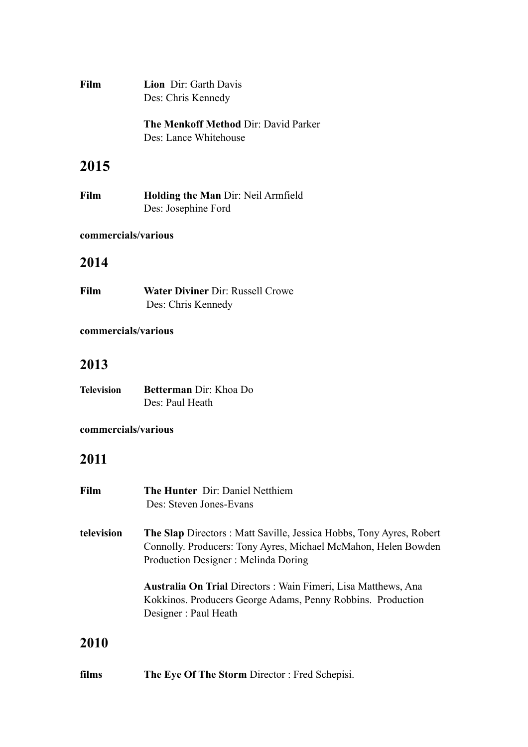**Film** **Lion** Dir: Garth Davis
Des: Chris Kennedy

**The Menkoff Method** Dir: David Parker
Des: Lance Whitehouse

## 2015

**Film** **Holding the Man** Dir: Neil Armfield
Des: Josephine Ford

**commercials/various**

## 2014

**Film** **Water Diviner** Dir: Russell Crowe
Des: Chris Kennedy

**commercials/various**

## 2013

**Television** **Betterman** Dir: Khoa Do
Des: Paul Heath

**commercials/various**

## 2011

**Film** **The Hunter** Dir: Daniel Netthiem
Des: Steven Jones-Evans

**television** **The Slap** Directors : Matt Saville, Jessica Hobbs, Tony Ayres, Robert Connolly. Producers: Tony Ayres, Michael McMahon, Helen Bowden Production Designer : Melinda Doring

**Australia On Trial** Directors : Wain Fimeri, Lisa Matthews, Ana Kokkinos. Producers George Adams, Penny Robbins. Production Designer : Paul Heath

## 2010

**films** **The Eye Of The Storm** Director : Fred Schepisi.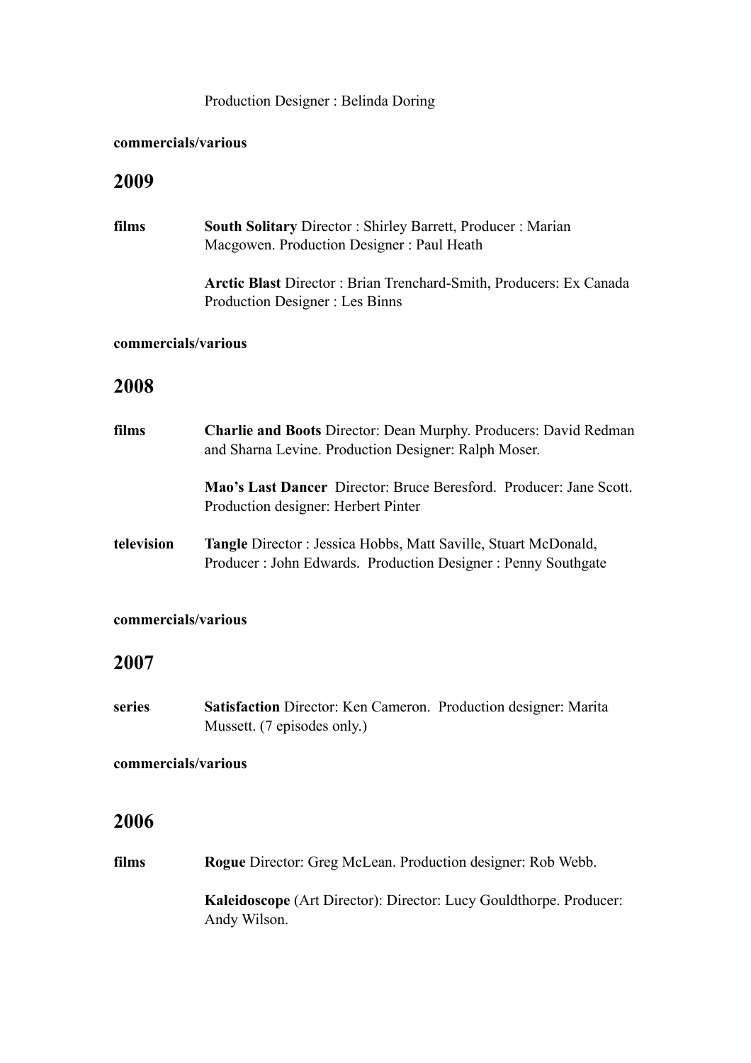Production Designer : Belinda Doring

**commercials/various**

## 2009

**films** **South Solitary** Director : Shirley Barrett, Producer : Marian Macgowen. Production Designer : Paul Heath

**Arctic Blast** Director : Brian Trenchard-Smith, Producers: Ex Canada Production Designer : Les Binns

**commercials/various**

## 2008

**films** **Charlie and Boots** Director: Dean Murphy. Producers: David Redman and Sharna Levine. Production Designer: Ralph Moser.

**Mao's Last Dancer** Director: Bruce Beresford. Producer: Jane Scott. Production designer: Herbert Pinter

**television** **Tangle** Director : Jessica Hobbs, Matt Saville, Stuart McDonald, Producer : John Edwards. Production Designer : Penny Southgate

**commercials/various**

## 2007

**series** **Satisfaction** Director: Ken Cameron. Production designer: Marita Mussett. (7 episodes only.)

**commercials/various**

## 2006

**films** **Rogue** Director: Greg McLean. Production designer: Rob Webb.

**Kaleidoscope** (Art Director): Director: Lucy Gouldthorpe. Producer: Andy Wilson.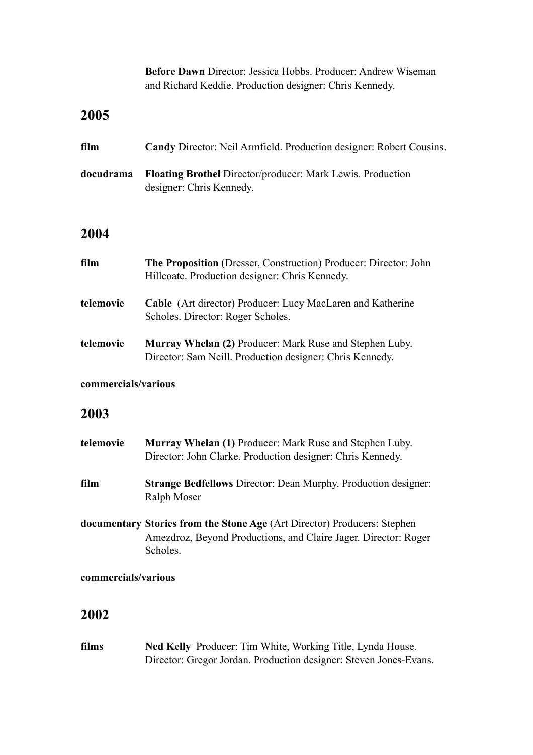**Before Dawn** Director: Jessica Hobbs. Producer: Andrew Wiseman and Richard Keddie. Production designer: Chris Kennedy.

## 2005

**film** **Candy** Director: Neil Armfield. Production designer: Robert Cousins.

**docudrama** **Floating Brothel** Director/producer: Mark Lewis. Production designer: Chris Kennedy.

## 2004

**film** **The Proposition** (Dresser, Construction) Producer: Director: John Hillcoate. Production designer: Chris Kennedy.

**telemovie** **Cable** (Art director) Producer: Lucy MacLaren and Katherine Scholes. Director: Roger Scholes.

**telemovie** **Murray Whelan (2)** Producer: Mark Ruse and Stephen Luby. Director: Sam Neill. Production designer: Chris Kennedy.

**commercials/various**

## 2003

**telemovie** **Murray Whelan (1)** Producer: Mark Ruse and Stephen Luby. Director: John Clarke. Production designer: Chris Kennedy.

**film** **Strange Bedfellows** Director: Dean Murphy. Production designer: Ralph Moser

**documentary** **Stories from the Stone Age** (Art Director) Producers: Stephen Amezdroz, Beyond Productions, and Claire Jager. Director: Roger Scholes.

**commercials/various**

## 2002

**films** **Ned Kelly** Producer: Tim White, Working Title, Lynda House. Director: Gregor Jordan. Production designer: Steven Jones-Evans.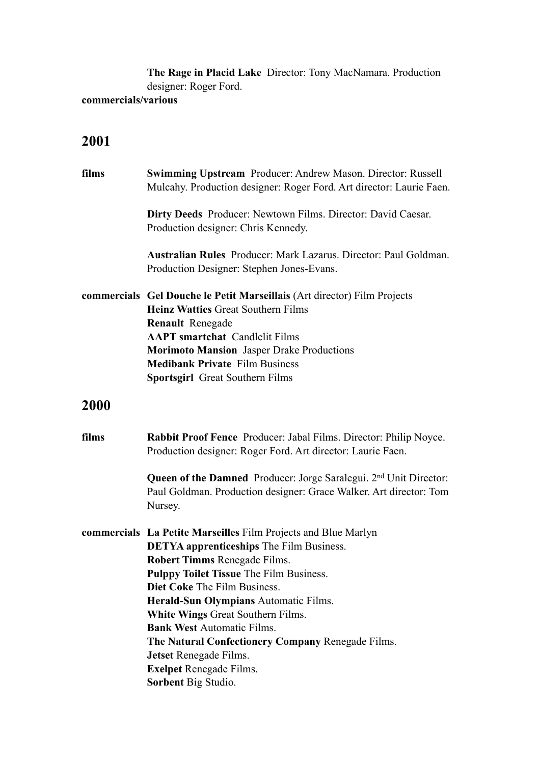**The Rage in Placid Lake** Director: Tony MacNamara. Production designer: Roger Ford.

**commercials/various**

## 2001

**films**

**Swimming Upstream** Producer: Andrew Mason. Director: Russell Mulcahy. Production designer: Roger Ford. Art director: Laurie Faen.

**Dirty Deeds** Producer: Newtown Films. Director: David Caesar. Production designer: Chris Kennedy.

**Australian Rules** Producer: Mark Lazarus. Director: Paul Goldman. Production Designer: Stephen Jones-Evans.

**commercials**

**Gel Douche le Petit Marseillais** (Art director) Film Projects
**Heinz Watties** Great Southern Films
**Renault** Renegade
**AAPT smartchat** Candlelit Films
**Morimoto Mansion** Jasper Drake Productions
**Medibank Private** Film Business
**Sportsgirl** Great Southern Films

## 2000

**films**

**Rabbit Proof Fence** Producer: Jabal Films. Director: Philip Noyce. Production designer: Roger Ford. Art director: Laurie Faen.

**Queen of the Damned** Producer: Jorge Saralegui. 2nd Unit Director: Paul Goldman. Production designer: Grace Walker. Art director: Tom Nursey.

**commercials**

**La Petite Marseilles** Film Projects and Blue Marlyn
**DETYA apprenticeships** The Film Business.
**Robert Timms** Renegade Films.
**Pulppy Toilet Tissue** The Film Business.
**Diet Coke** The Film Business.
**Herald-Sun Olympians** Automatic Films.
**White Wings** Great Southern Films.
**Bank West** Automatic Films.
**The Natural Confectionery Company** Renegade Films.
**Jetset** Renegade Films.
**Exelpet** Renegade Films.
**Sorbent** Big Studio.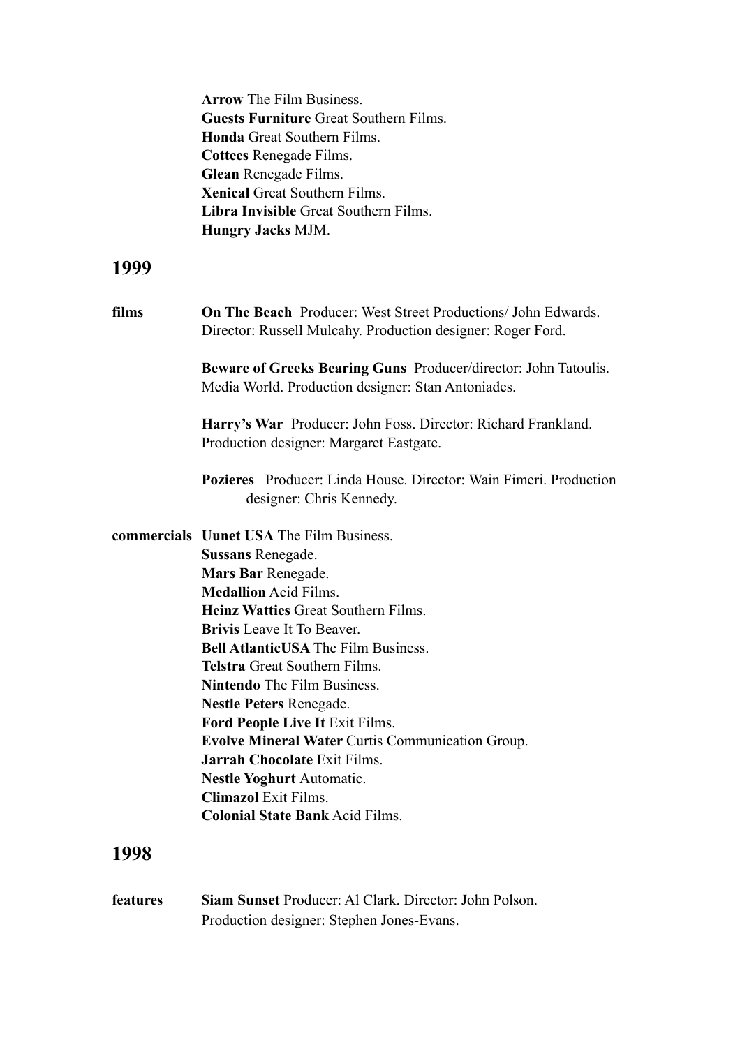**Arrow** The Film Business.
**Guests Furniture** Great Southern Films.
**Honda** Great Southern Films.
**Cottees** Renegade Films.
**Glean** Renegade Films.
**Xenical** Great Southern Films.
**Libra Invisible** Great Southern Films.
**Hungry Jacks** MJM.

## 1999

**films**

**On The Beach** Producer: West Street Productions/ John Edwards. Director: Russell Mulcahy. Production designer: Roger Ford.

**Beware of Greeks Bearing Guns** Producer/director: John Tatoulis. Media World. Production designer: Stan Antoniades.

**Harry's War** Producer: John Foss. Director: Richard Frankland. Production designer: Margaret Eastgate.

**Pozieres** Producer: Linda House. Director: Wain Fimeri. Production designer: Chris Kennedy.

**commercials**

**Uunet USA** The Film Business.
**Sussans** Renegade.
**Mars Bar** Renegade.
**Medallion** Acid Films.
**Heinz Watties** Great Southern Films.
**Brivis** Leave It To Beaver.
**Bell AtlanticUSA** The Film Business.
**Telstra** Great Southern Films.
**Nintendo** The Film Business.
**Nestle Peters** Renegade.
**Ford People Live It** Exit Films.
**Evolve Mineral Water** Curtis Communication Group.
**Jarrah Chocolate** Exit Films.
**Nestle Yoghurt** Automatic.
**Climazol** Exit Films.
**Colonial State Bank** Acid Films.

## 1998

**features**

**Siam Sunset** Producer: Al Clark. Director: John Polson. Production designer: Stephen Jones-Evans.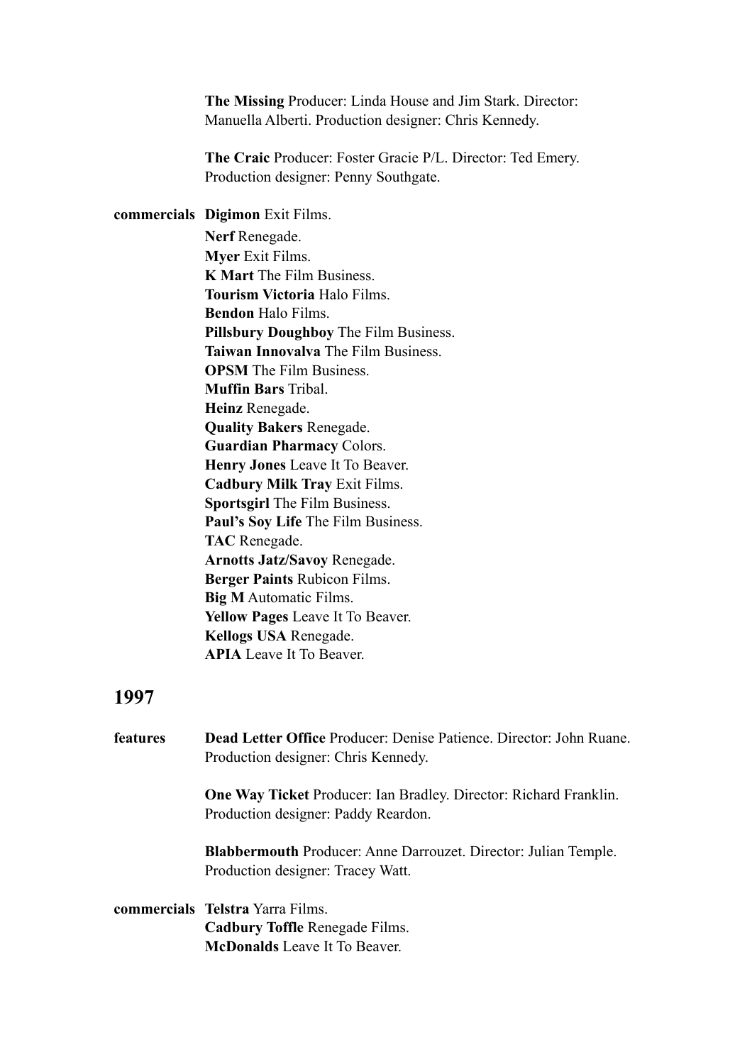**The Missing** Producer: Linda House and Jim Stark. Director: Manuella Alberti. Production designer: Chris Kennedy.

**The Craic** Producer: Foster Gracie P/L. Director: Ted Emery. Production designer: Penny Southgate.

**commercials**

**Digimon** Exit Films.
**Nerf** Renegade.
**Myer** Exit Films.
**K Mart** The Film Business.
**Tourism Victoria** Halo Films.
**Bendon** Halo Films.
**Pillsbury Doughboy** The Film Business.
**Taiwan Innovalva** The Film Business.
**OPSM** The Film Business.
**Muffin Bars** Tribal.
**Heinz** Renegade.
**Quality Bakers** Renegade.
**Guardian Pharmacy** Colors.
**Henry Jones** Leave It To Beaver.
**Cadbury Milk Tray** Exit Films.
**Sportsgirl** The Film Business.
**Paul's Soy Life** The Film Business.
**TAC** Renegade.
**Arnotts Jatz/Savoy** Renegade.
**Berger Paints** Rubicon Films.
**Big M** Automatic Films.
**Yellow Pages** Leave It To Beaver.
**Kellogs USA** Renegade.
**APIA** Leave It To Beaver.

## 1997

**features**

**Dead Letter Office** Producer: Denise Patience. Director: John Ruane. Production designer: Chris Kennedy.

**One Way Ticket** Producer: Ian Bradley. Director: Richard Franklin. Production designer: Paddy Reardon.

**Blabbermouth** Producer: Anne Darrouzet. Director: Julian Temple. Production designer: Tracey Watt.

**commercials**

**Telstra** Yarra Films.
**Cadbury Toffle** Renegade Films.
**McDonalds** Leave It To Beaver.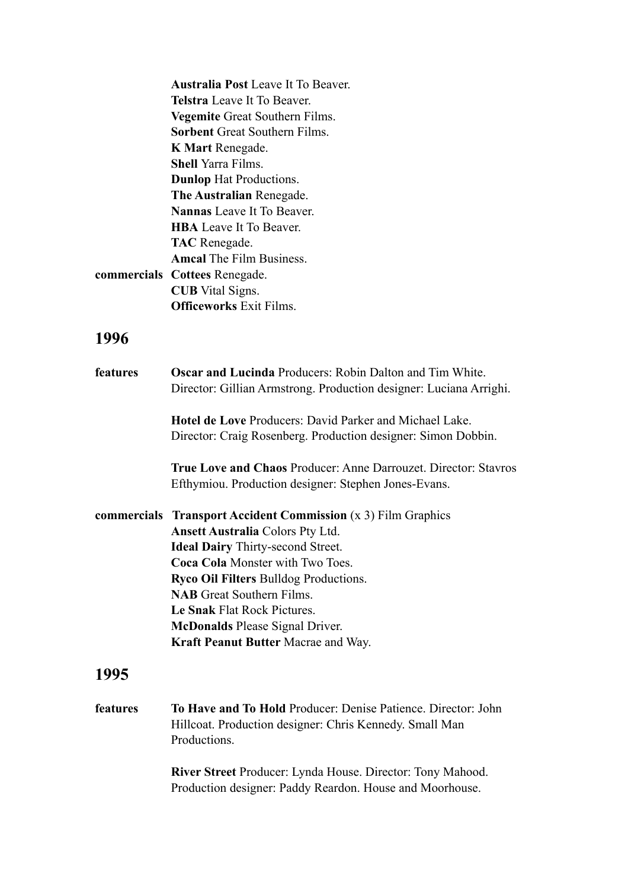**Australia Post** Leave It To Beaver.
**Telstra** Leave It To Beaver.
**Vegemite** Great Southern Films.
**Sorbent** Great Southern Films.
**K Mart** Renegade.
**Shell** Yarra Films.
**Dunlop** Hat Productions.
**The Australian** Renegade.
**Nannas** Leave It To Beaver.
**HBA** Leave It To Beaver.
**TAC** Renegade.
**Amcal** The Film Business.

**commercials** **Cottees** Renegade.
**CUB** Vital Signs.
**Officeworks** Exit Films.

## 1996

**features**

**Oscar and Lucinda** Producers: Robin Dalton and Tim White. Director: Gillian Armstrong. Production designer: Luciana Arrighi.

**Hotel de Love** Producers: David Parker and Michael Lake. Director: Craig Rosenberg. Production designer: Simon Dobbin.

**True Love and Chaos** Producer: Anne Darrouzet. Director: Stavros Efthymiou. Production designer: Stephen Jones-Evans.

**commercials**

**Transport Accident Commission** (x 3) Film Graphics
**Ansett Australia** Colors Pty Ltd.
**Ideal Dairy** Thirty-second Street.
**Coca Cola** Monster with Two Toes.
**Ryco Oil Filters** Bulldog Productions.
**NAB** Great Southern Films.
**Le Snak** Flat Rock Pictures.
**McDonalds** Please Signal Driver.
**Kraft Peanut Butter** Macrae and Way.

## 1995

**features**

**To Have and To Hold** Producer: Denise Patience. Director: John Hillcoat. Production designer: Chris Kennedy. Small Man Productions.

**River Street** Producer: Lynda House. Director: Tony Mahood. Production designer: Paddy Reardon. House and Moorhouse.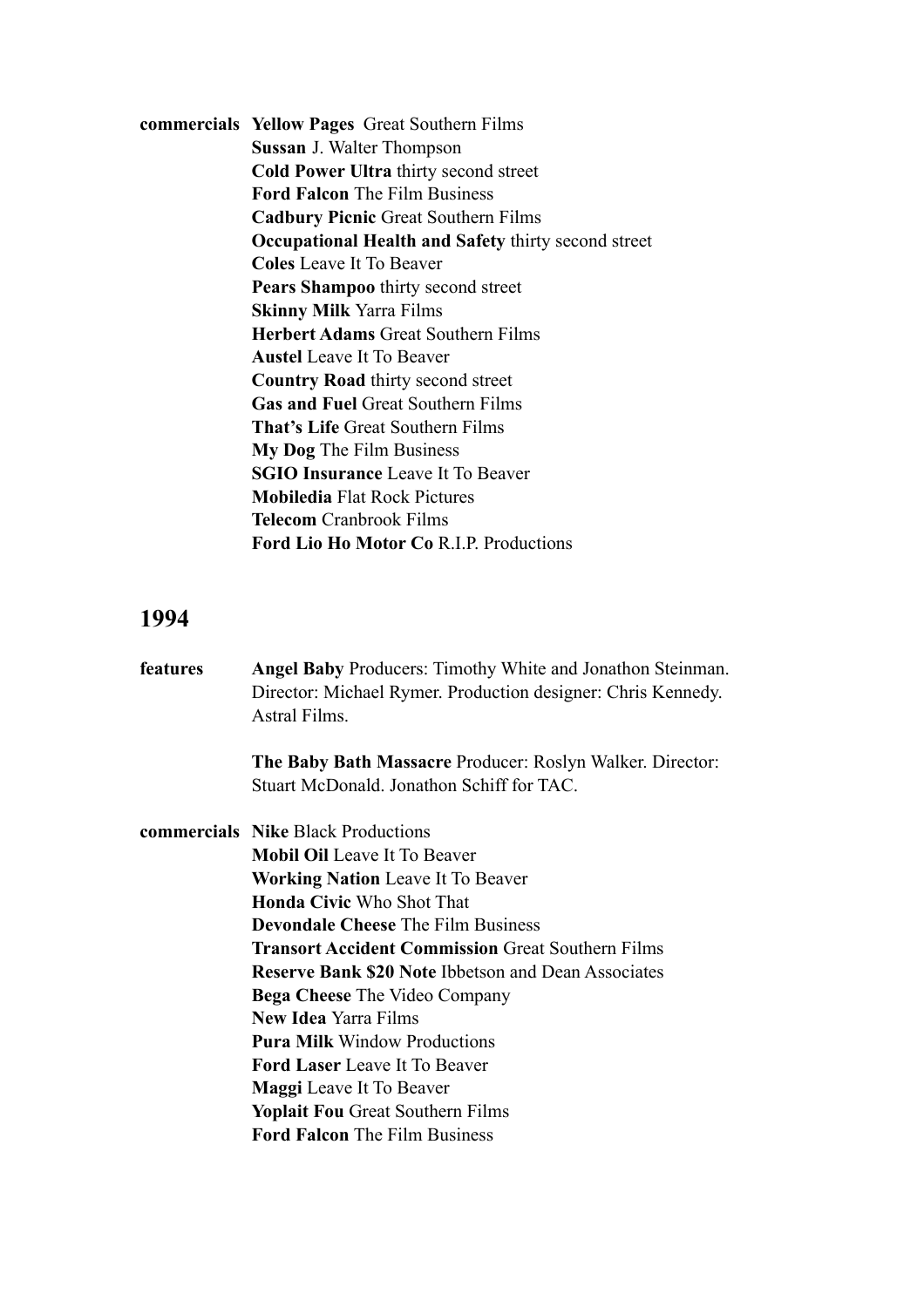**commercials** **Yellow Pages** Great Southern Films
**Sussan** J. Walter Thompson
**Cold Power Ultra** thirty second street
**Ford Falcon** The Film Business
**Cadbury Picnic** Great Southern Films
**Occupational Health and Safety** thirty second street
**Coles** Leave It To Beaver
**Pears Shampoo** thirty second street
**Skinny Milk** Yarra Films
**Herbert Adams** Great Southern Films
**Austel** Leave It To Beaver
**Country Road** thirty second street
**Gas and Fuel** Great Southern Films
**That's Life** Great Southern Films
**My Dog** The Film Business
**SGIO Insurance** Leave It To Beaver
**Mobiledia** Flat Rock Pictures
**Telecom** Cranbrook Films
**Ford Lio Ho Motor Co** R.I.P. Productions

## 1994

**features** **Angel Baby** Producers: Timothy White and Jonathon Steinman. Director: Michael Rymer. Production designer: Chris Kennedy. Astral Films.

**The Baby Bath Massacre** Producer: Roslyn Walker. Director: Stuart McDonald. Jonathon Schiff for TAC.

**commercials** **Nike** Black Productions
**Mobil Oil** Leave It To Beaver
**Working Nation** Leave It To Beaver
**Honda Civic** Who Shot That
**Devondale Cheese** The Film Business
**Transort Accident Commission** Great Southern Films
**Reserve Bank $20 Note** Ibbetson and Dean Associates
**Bega Cheese** The Video Company
**New Idea** Yarra Films
**Pura Milk** Window Productions
**Ford Laser** Leave It To Beaver
**Maggi** Leave It To Beaver
**Yoplait Fou** Great Southern Films
**Ford Falcon** The Film Business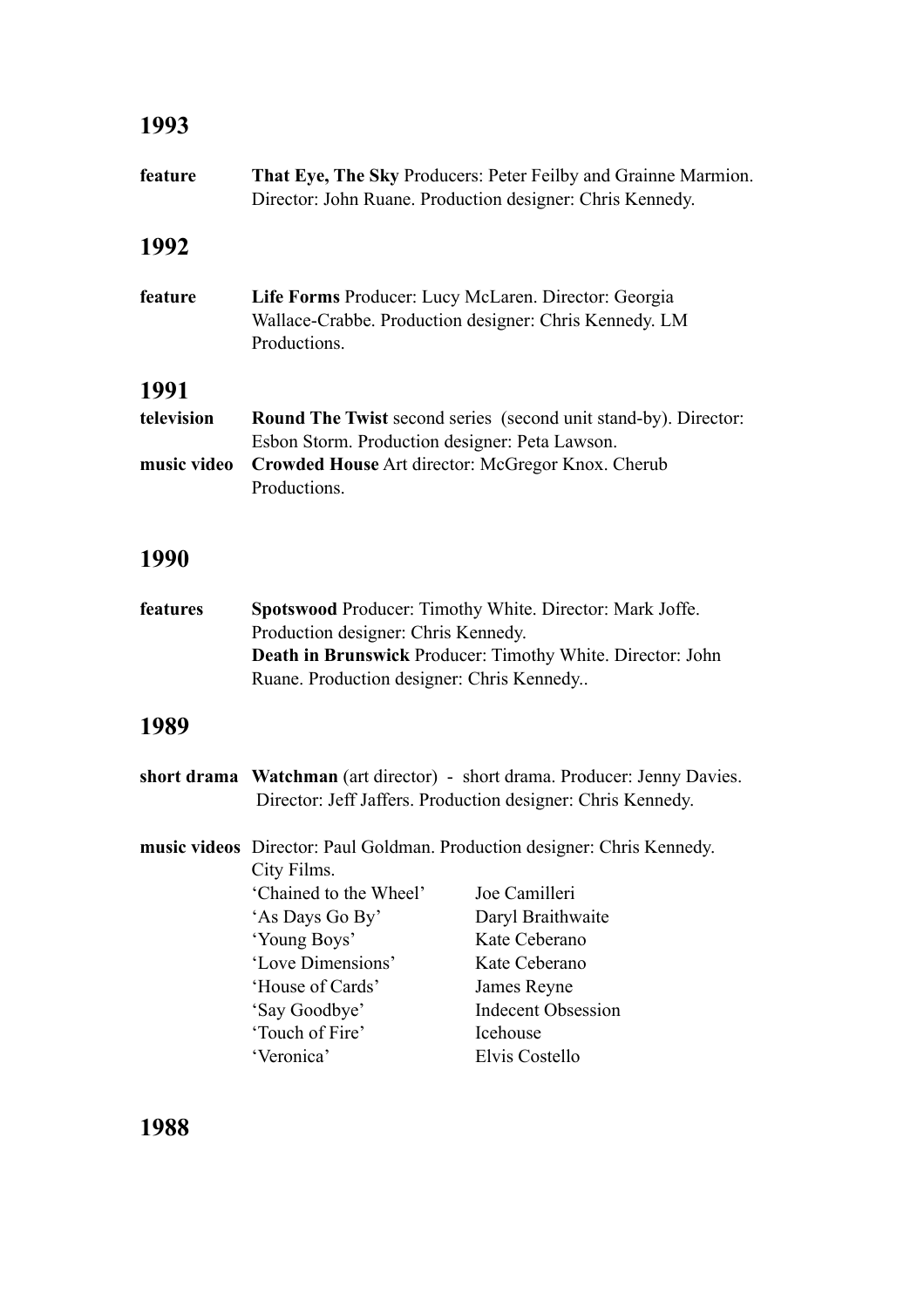## 1993

**feature** **That Eye, The Sky** Producers: Peter Feilby and Grainne Marmion. Director: John Ruane. Production designer: Chris Kennedy.

## 1992

**feature** **Life Forms** Producer: Lucy McLaren. Director: Georgia Wallace-Crabbe. Production designer: Chris Kennedy. LM Productions.

## 1991

**television** **Round The Twist** second series (second unit stand-by). Director: Esbon Storm. Production designer: Peta Lawson.

**music video** **Crowded House** Art director: McGregor Knox. Cherub Productions.

## 1990

**features** **Spotswood** Producer: Timothy White. Director: Mark Joffe. Production designer: Chris Kennedy.
**Death in Brunswick** Producer: Timothy White. Director: John Ruane. Production designer: Chris Kennedy..

## 1989

**short drama** **Watchman** (art director) - short drama. Producer: Jenny Davies. Director: Jeff Jaffers. Production designer: Chris Kennedy.

**music videos** Director: Paul Goldman. Production designer: Chris Kennedy. City Films.

| | |
|---|---|
| 'Chained to the Wheel' | Joe Camilleri |
| 'As Days Go By' | Daryl Braithwaite |
| 'Young Boys' | Kate Ceberano |
| 'Love Dimensions' | Kate Ceberano |
| 'House of Cards' | James Reyne |
| 'Say Goodbye' | Indecent Obsession |
| 'Touch of Fire' | Icehouse |
| 'Veronica' | Elvis Costello |

## 1988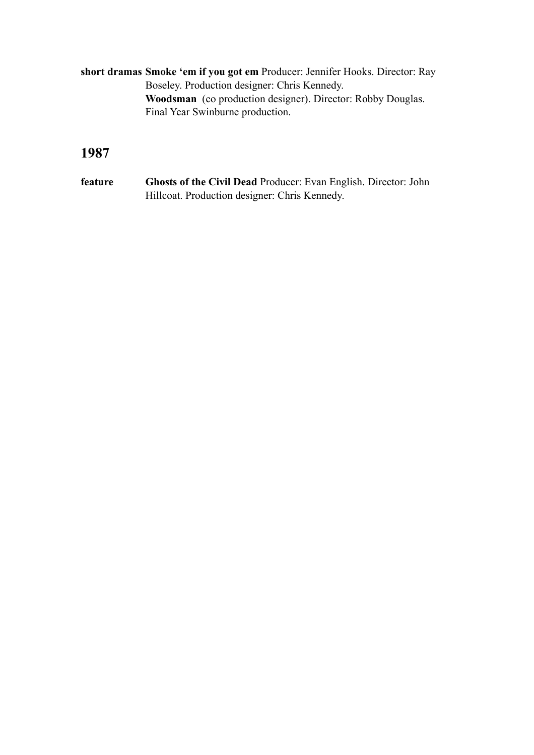**short dramas** **Smoke 'em if you got em** Producer: Jennifer Hooks. Director: Ray Boseley. Production designer: Chris Kennedy.
**Woodsman** (co production designer). Director: Robby Douglas. Final Year Swinburne production.

## 1987

**feature** **Ghosts of the Civil Dead** Producer: Evan English. Director: John Hillcoat. Production designer: Chris Kennedy.